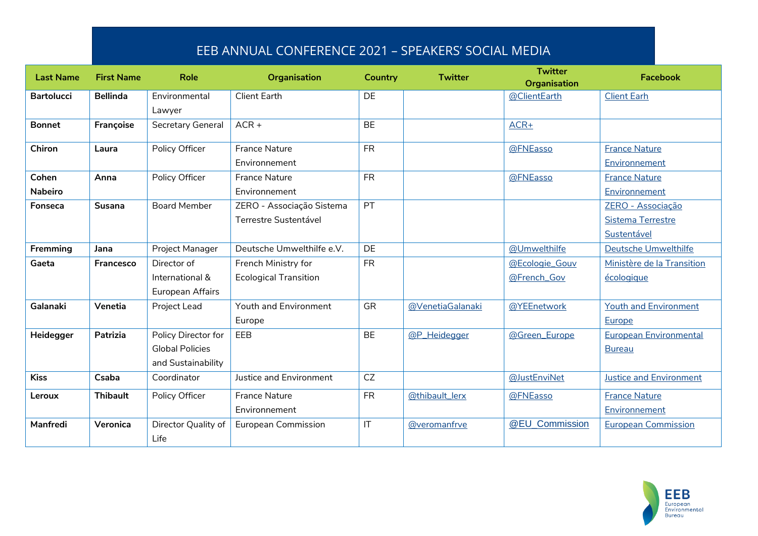# EEB ANNUAL CONFERENCE 2021 – SPEAKERS' SOCIAL MEDIA

| Last Name | First Name | Role | Organisation | Country | Twitter | Twitter Organisation | Facebook |
|---|---|---|---|---|---|---|---|
| **Bartolucci** | **Bellinda** | Environmental Lawyer | Client Earth | DE | | @ClientEarth | Client Earh |
| **Bonnet** | **Françoise** | Secretary General | ACR + | BE | | ACR+ | |
| **Chiron** | **Laura** | Policy Officer | France Nature Environnement | FR | | @FNEasso | France Nature Environnement |
| **Cohen Nabeiro** | **Anna** | Policy Officer | France Nature Environnement | FR | | @FNEasso | France Nature Environnement |
| **Fonseca** | **Susana** | Board Member | ZERO - Associação Sistema Terrestre Sustentável | PT | | | ZERO - Associação Sistema Terrestre Sustentável |
| **Fremming** | **Jana** | Project Manager | Deutsche Umwelthilfe e.V. | DE | | @Umwelthilfe | Deutsche Umwelthilfe |
| **Gaeta** | **Francesco** | Director of International & European Affairs | French Ministry for Ecological Transition | FR | | @Ecologie_Gouv @French_Gov | Ministère de la Transition écologique |
| **Galanaki** | **Venetia** | Project Lead | Youth and Environment Europe | GR | @VenetiaGalanaki | @YEEnetwork | Youth and Environment Europe |
| **Heidegger** | **Patrizia** | Policy Director for Global Policies and Sustainability | EEB | BE | @P_Heidegger | @Green_Europe | European Environmental Bureau |
| **Kiss** | **Csaba** | Coordinator | Justice and Environment | CZ | | @JustEnviNet | Justice and Environment |
| **Leroux** | **Thibault** | Policy Officer | France Nature Environnement | FR | @thibault_lerx | @FNEasso | France Nature Environnement |
| **Manfredi** | **Veronica** | Director Quality of Life | European Commission | IT | @veromanfrve | @EU_Commission | European Commission |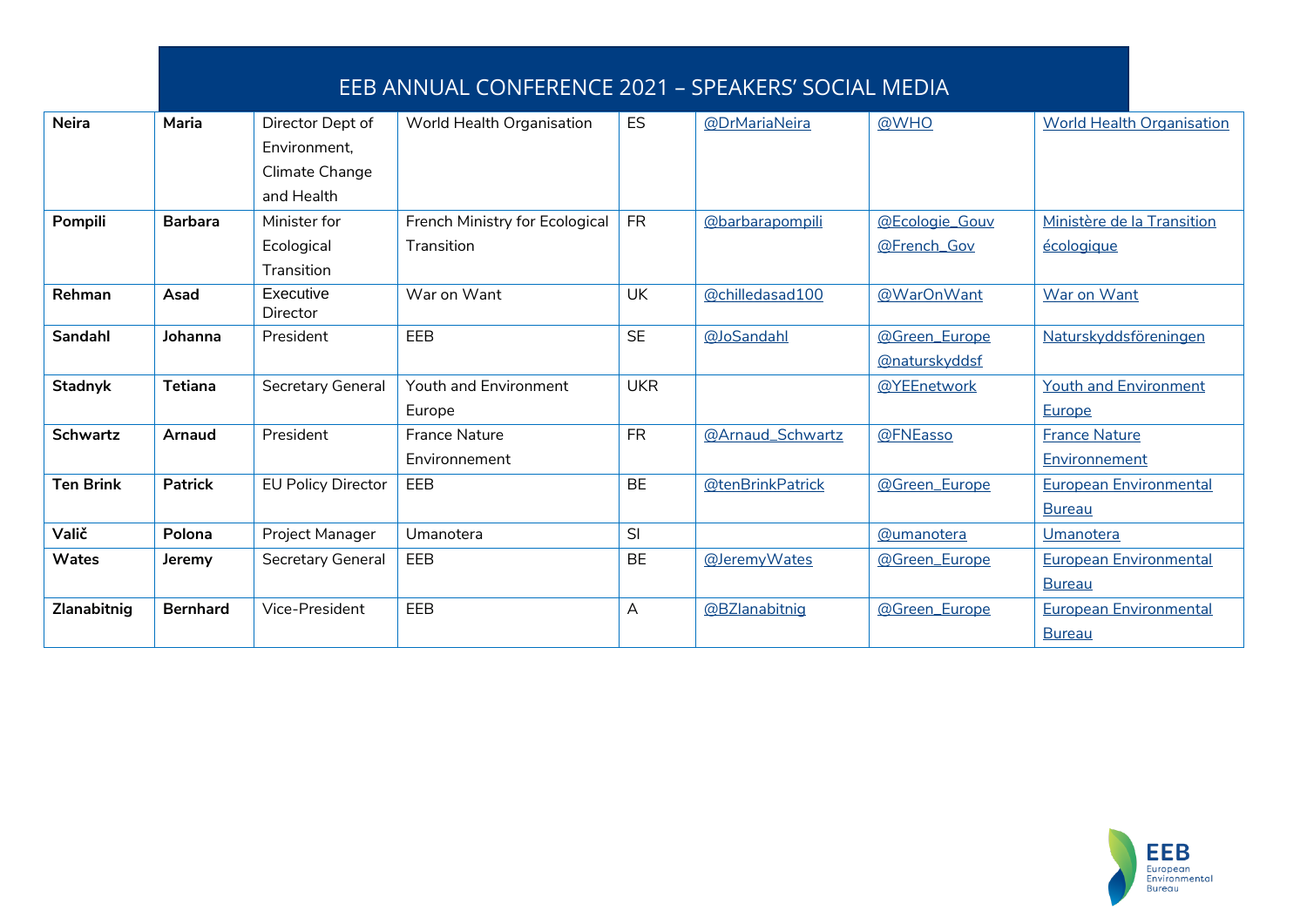# EEB ANNUAL CONFERENCE 2021 – SPEAKERS' SOCIAL MEDIA

| | | | | | | | |
|---|---|---|---|---|---|---|---|
| **Neira** | **Maria** | Director Dept of Environment, Climate Change and Health | World Health Organisation | ES | @DrMariaNeira | @WHO | World Health Organisation |
| **Pompili** | **Barbara** | Minister for Ecological Transition | French Ministry for Ecological Transition | FR | @barbarapompili | @Ecologie_Gouv @French_Gov | Ministère de la Transition écologique |
| **Rehman** | **Asad** | Executive Director | War on Want | UK | @chilledasad100 | @WarOnWant | War on Want |
| **Sandahl** | **Johanna** | President | EEB | SE | @JoSandahl | @Green_Europe @naturskyddsf | Naturskyddsföreningen |
| **Stadnyk** | **Tetiana** | Secretary General | Youth and Environment Europe | UKR | | @YEEnetwork | Youth and Environment Europe |
| **Schwartz** | **Arnaud** | President | France Nature Environnement | FR | @Arnaud_Schwartz | @FNEasso | France Nature Environnement |
| **Ten Brink** | **Patrick** | EU Policy Director | EEB | BE | @tenBrinkPatrick | @Green_Europe | European Environmental Bureau |
| **Valič** | **Polona** | Project Manager | Umanotera | SI | | @umanotera | Umanotera |
| **Wates** | **Jeremy** | Secretary General | EEB | BE | @JeremyWates | @Green_Europe | European Environmental Bureau |
| **Zlanabitnig** | **Bernhard** | Vice-President | EEB | A | @BZlanabitnig | @Green_Europe | European Environmental Bureau |